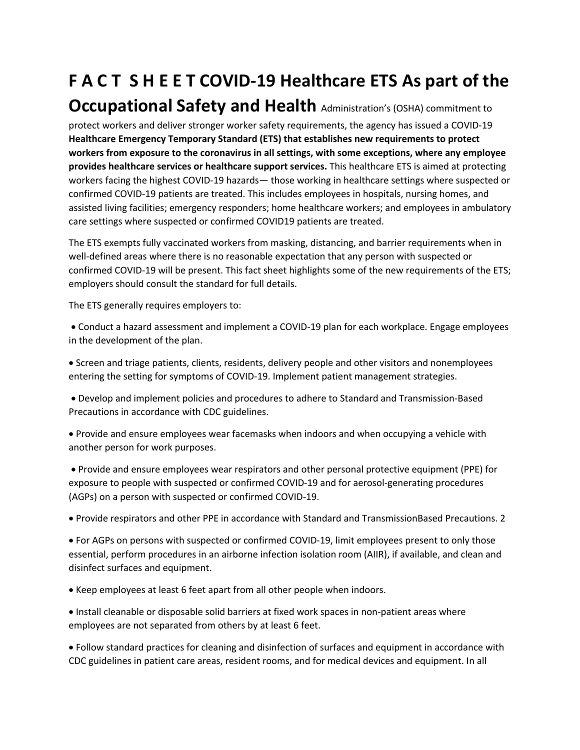# F A C T S H E E T COVID-19 Healthcare ETS As part of the Occupational Safety and Health Administration's (OSHA) commitment to protect workers and deliver stronger worker safety requirements, the agency has issued a COVID-19 **Healthcare Emergency Temporary Standard (ETS) that establishes new requirements to protect workers from exposure to the coronavirus in all settings, with some exceptions, where any employee provides healthcare services or healthcare support services.** This healthcare ETS is aimed at protecting workers facing the highest COVID-19 hazards— those working in healthcare settings where suspected or confirmed COVID-19 patients are treated. This includes employees in hospitals, nursing homes, and assisted living facilities; emergency responders; home healthcare workers; and employees in ambulatory care settings where suspected or confirmed COVID19 patients are treated.

The ETS exempts fully vaccinated workers from masking, distancing, and barrier requirements when in well-defined areas where there is no reasonable expectation that any person with suspected or confirmed COVID-19 will be present. This fact sheet highlights some of the new requirements of the ETS; employers should consult the standard for full details.

The ETS generally requires employers to:

- Conduct a hazard assessment and implement a COVID-19 plan for each workplace. Engage employees in the development of the plan.
- Screen and triage patients, clients, residents, delivery people and other visitors and nonemployees entering the setting for symptoms of COVID-19. Implement patient management strategies.
- Develop and implement policies and procedures to adhere to Standard and Transmission-Based Precautions in accordance with CDC guidelines.
- Provide and ensure employees wear facemasks when indoors and when occupying a vehicle with another person for work purposes.
- Provide and ensure employees wear respirators and other personal protective equipment (PPE) for exposure to people with suspected or confirmed COVID-19 and for aerosol-generating procedures (AGPs) on a person with suspected or confirmed COVID-19.
- Provide respirators and other PPE in accordance with Standard and TransmissionBased Precautions. 2
- For AGPs on persons with suspected or confirmed COVID-19, limit employees present to only those essential, perform procedures in an airborne infection isolation room (AIIR), if available, and clean and disinfect surfaces and equipment.
- Keep employees at least 6 feet apart from all other people when indoors.
- Install cleanable or disposable solid barriers at fixed work spaces in non-patient areas where employees are not separated from others by at least 6 feet.
- Follow standard practices for cleaning and disinfection of surfaces and equipment in accordance with CDC guidelines in patient care areas, resident rooms, and for medical devices and equipment. In all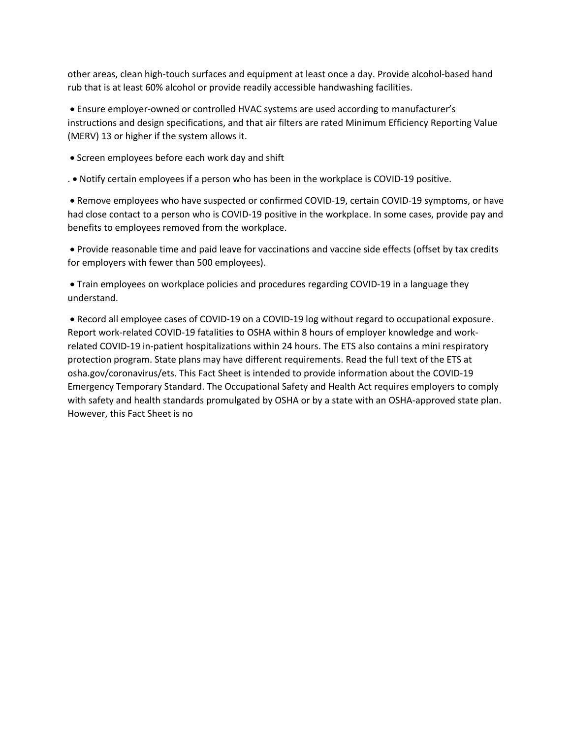other areas, clean high-touch surfaces and equipment at least once a day. Provide alcohol-based hand rub that is at least 60% alcohol or provide readily accessible handwashing facilities.

- Ensure employer-owned or controlled HVAC systems are used according to manufacturer's instructions and design specifications, and that air filters are rated Minimum Efficiency Reporting Value (MERV) 13 or higher if the system allows it.

- Screen employees before each work day and shift

. • Notify certain employees if a person who has been in the workplace is COVID-19 positive.

- Remove employees who have suspected or confirmed COVID-19, certain COVID-19 symptoms, or have had close contact to a person who is COVID-19 positive in the workplace. In some cases, provide pay and benefits to employees removed from the workplace.

- Provide reasonable time and paid leave for vaccinations and vaccine side effects (offset by tax credits for employers with fewer than 500 employees).

- Train employees on workplace policies and procedures regarding COVID-19 in a language they understand.

- Record all employee cases of COVID-19 on a COVID-19 log without regard to occupational exposure. Report work-related COVID-19 fatalities to OSHA within 8 hours of employer knowledge and work-related COVID-19 in-patient hospitalizations within 24 hours. The ETS also contains a mini respiratory protection program. State plans may have different requirements. Read the full text of the ETS at osha.gov/coronavirus/ets. This Fact Sheet is intended to provide information about the COVID-19 Emergency Temporary Standard. The Occupational Safety and Health Act requires employers to comply with safety and health standards promulgated by OSHA or by a state with an OSHA-approved state plan. However, this Fact Sheet is no